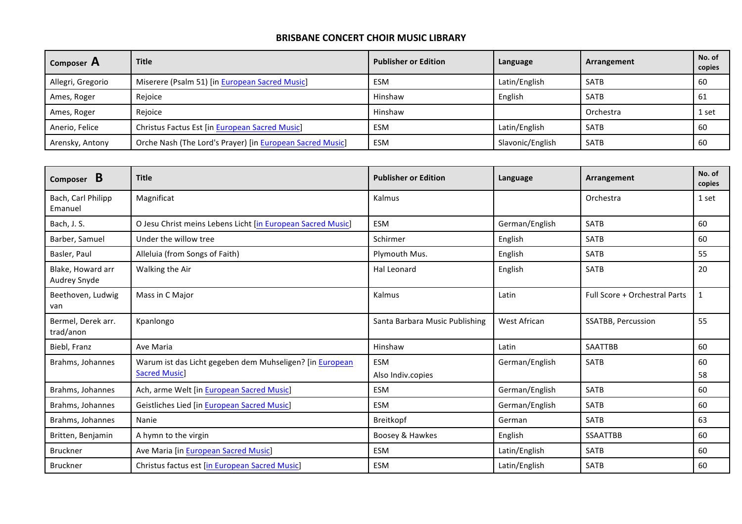# BRISBANE CONCERT CHOIR MUSIC LIBRARY

| Composer **A** | Title | Publisher or Edition | Language | Arrangement | No. of copies |
|---|---|---|---|---|---|
| Allegri, Gregorio | Miserere (Psalm 51) [in European Sacred Music] | ESM | Latin/English | SATB | 60 |
| Ames, Roger | Rejoice | Hinshaw | English | SATB | 61 |
| Ames, Roger | Rejoice | Hinshaw | | Orchestra | 1 set |
| Anerio, Felice | Christus Factus Est [in European Sacred Music] | ESM | Latin/English | SATB | 60 |
| Arensky, Antony | Orche Nash (The Lord's Prayer) [in European Sacred Music] | ESM | Slavonic/English | SATB | 60 |

| Composer **B** | Title | Publisher or Edition | Language | Arrangement | No. of copies |
|---|---|---|---|---|---|
| Bach, Carl Philipp Emanuel | Magnificat | Kalmus | | Orchestra | 1 set |
| Bach, J. S. | O Jesu Christ meins Lebens Licht [in European Sacred Music] | ESM | German/English | SATB | 60 |
| Barber, Samuel | Under the willow tree | Schirmer | English | SATB | 60 |
| Basler, Paul | Alleluia (from Songs of Faith) | Plymouth Mus. | English | SATB | 55 |
| Blake, Howard arr Audrey Snyde | Walking the Air | Hal Leonard | English | SATB | 20 |
| Beethoven, Ludwig van | Mass in C Major | Kalmus | Latin | Full Score + Orchestral Parts | 1 |
| Bermel, Derek arr. trad/anon | Kpanlongo | Santa Barbara Music Publishing | West African | SSATBB, Percussion | 55 |
| Biebl, Franz | Ave Maria | Hinshaw | Latin | SAATTBB | 60 |
| Brahms, Johannes | Warum ist das Licht gegeben dem Muhseligen? [in European Sacred Music] | ESM<br>Also Indiv.copies | German/English | SATB | 60<br>58 |
| Brahms, Johannes | Ach, arme Welt [in European Sacred Music] | ESM | German/English | SATB | 60 |
| Brahms, Johannes | Geistliches Lied [in European Sacred Music] | ESM | German/English | SATB | 60 |
| Brahms, Johannes | Nanie | Breitkopf | German | SATB | 63 |
| Britten, Benjamin | A hymn to the virgin | Boosey & Hawkes | English | SSAATTBB | 60 |
| Bruckner | Ave Maria [in European Sacred Music] | ESM | Latin/English | SATB | 60 |
| Bruckner | Christus factus est [in European Sacred Music] | ESM | Latin/English | SATB | 60 |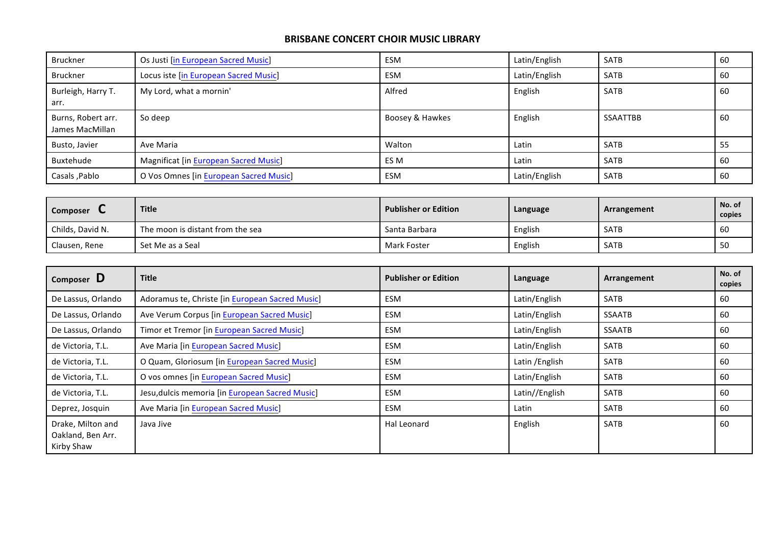## BRISBANE CONCERT CHOIR MUSIC LIBRARY

| | | | | | |
|---|---|---|---|---|---|
| Bruckner | Os Justi [in European Sacred Music] | ESM | Latin/English | SATB | 60 |
| Bruckner | Locus iste [in European Sacred Music] | ESM | Latin/English | SATB | 60 |
| Burleigh, Harry T. arr. | My Lord, what a mornin' | Alfred | English | SATB | 60 |
| Burns, Robert arr. James MacMillan | So deep | Boosey & Hawkes | English | SSAATTBB | 60 |
| Busto, Javier | Ave Maria | Walton | Latin | SATB | 55 |
| Buxtehude | Magnificat [in European Sacred Music] | ES M | Latin | SATB | 60 |
| Casals ,Pablo | O Vos Omnes [in European Sacred Music] | ESM | Latin/English | SATB | 60 |

| Composer C | Title | Publisher or Edition | Language | Arrangement | No. of copies |
|---|---|---|---|---|---|
| Childs, David N. | The moon is distant from the sea | Santa Barbara | English | SATB | 60 |
| Clausen, Rene | Set Me as a Seal | Mark Foster | English | SATB | 50 |

| Composer D | Title | Publisher or Edition | Language | Arrangement | No. of copies |
|---|---|---|---|---|---|
| De Lassus, Orlando | Adoramus te, Christe [in European Sacred Music] | ESM | Latin/English | SATB | 60 |
| De Lassus, Orlando | Ave Verum Corpus [in European Sacred Music] | ESM | Latin/English | SSAATB | 60 |
| De Lassus, Orlando | Timor et Tremor [in European Sacred Music] | ESM | Latin/English | SSAATB | 60 |
| de Victoria, T.L. | Ave Maria [in European Sacred Music] | ESM | Latin/English | SATB | 60 |
| de Victoria, T.L. | O Quam, Gloriosum [in European Sacred Music] | ESM | Latin /English | SATB | 60 |
| de Victoria, T.L. | O vos omnes [in European Sacred Music] | ESM | Latin/English | SATB | 60 |
| de Victoria, T.L. | Jesu,dulcis memoria [in European Sacred Music] | ESM | Latin//English | SATB | 60 |
| Deprez, Josquin | Ave Maria [in European Sacred Music] | ESM | Latin | SATB | 60 |
| Drake, Milton and Oakland, Ben Arr. Kirby Shaw | Java Jive | Hal Leonard | English | SATB | 60 |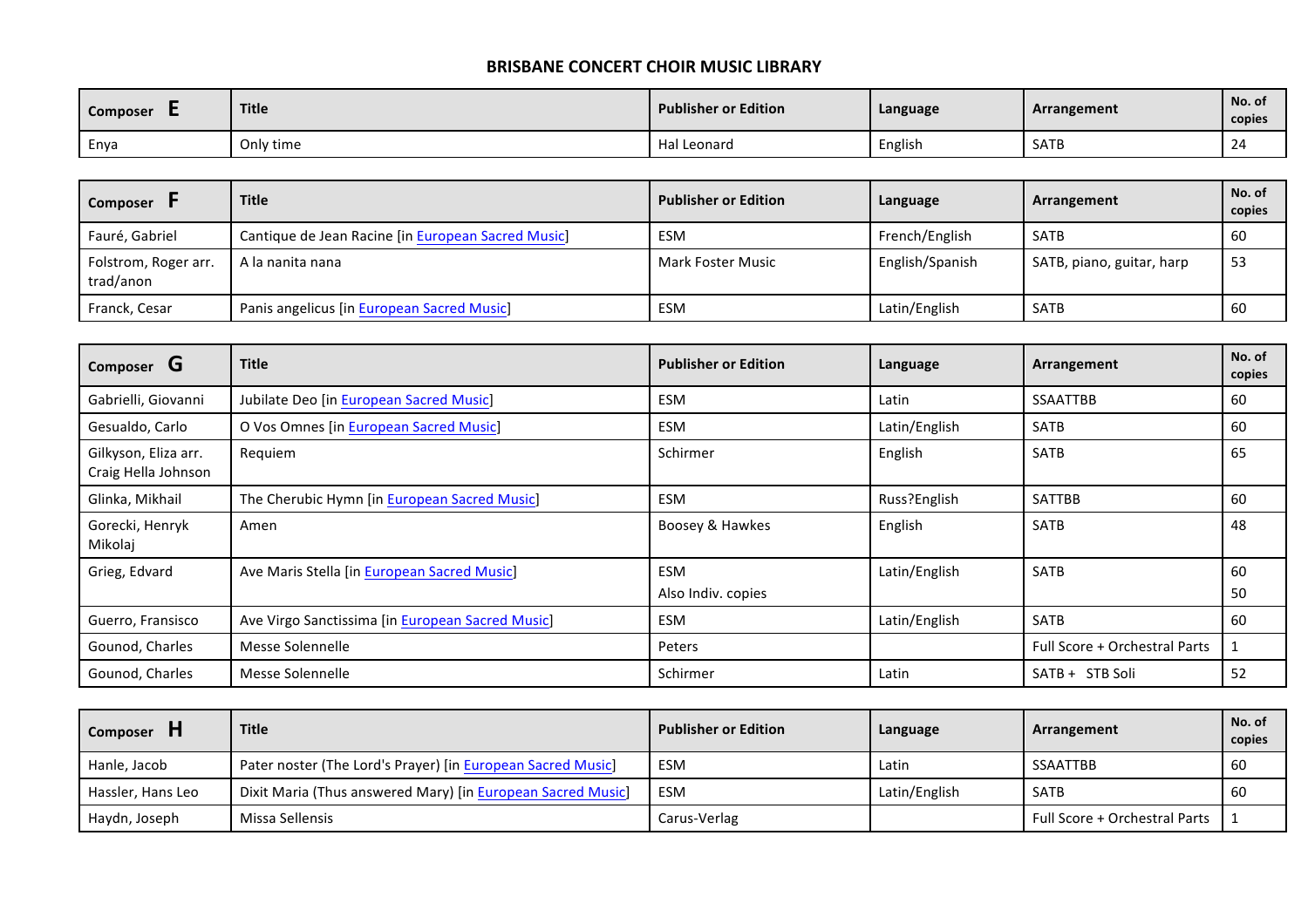**BRISBANE CONCERT CHOIR MUSIC LIBRARY**

| Composer **E** | Title | Publisher or Edition | Language | Arrangement | No. of copies |
|---|---|---|---|---|---|
| Enya | Only time | Hal Leonard | English | SATB | 24 |

| Composer **F** | Title | Publisher or Edition | Language | Arrangement | No. of copies |
|---|---|---|---|---|---|
| Fauré, Gabriel | Cantique de Jean Racine [in European Sacred Music] | ESM | French/English | SATB | 60 |
| Folstrom, Roger arr. trad/anon | A la nanita nana | Mark Foster Music | English/Spanish | SATB, piano, guitar, harp | 53 |
| Franck, Cesar | Panis angelicus [in European Sacred Music] | ESM | Latin/English | SATB | 60 |

| Composer **G** | Title | Publisher or Edition | Language | Arrangement | No. of copies |
|---|---|---|---|---|---|
| Gabrielli, Giovanni | Jubilate Deo [in European Sacred Music] | ESM | Latin | SSAATTBB | 60 |
| Gesualdo, Carlo | O Vos Omnes [in European Sacred Music] | ESM | Latin/English | SATB | 60 |
| Gilkyson, Eliza arr. Craig Hella Johnson | Requiem | Schirmer | English | SATB | 65 |
| Glinka, Mikhail | The Cherubic Hymn [in European Sacred Music] | ESM | Russ?English | SATTBB | 60 |
| Gorecki, Henryk Mikolaj | Amen | Boosey & Hawkes | English | SATB | 48 |
| Grieg, Edvard | Ave Maris Stella [in European Sacred Music] | ESM<br>Also Indiv. copies | Latin/English | SATB | 60<br>50 |
| Guerro, Fransisco | Ave Virgo Sanctissima [in European Sacred Music] | ESM | Latin/English | SATB | 60 |
| Gounod, Charles | Messe Solennelle | Peters | | Full Score + Orchestral Parts | 1 |
| Gounod, Charles | Messe Solennelle | Schirmer | Latin | SATB + STB Soli | 52 |

| Composer **H** | Title | Publisher or Edition | Language | Arrangement | No. of copies |
|---|---|---|---|---|---|
| Hanle, Jacob | Pater noster (The Lord's Prayer) [in European Sacred Music] | ESM | Latin | SSAATTBB | 60 |
| Hassler, Hans Leo | Dixit Maria (Thus answered Mary) [in European Sacred Music] | ESM | Latin/English | SATB | 60 |
| Haydn, Joseph | Missa Sellensis | Carus-Verlag | | Full Score + Orchestral Parts | 1 |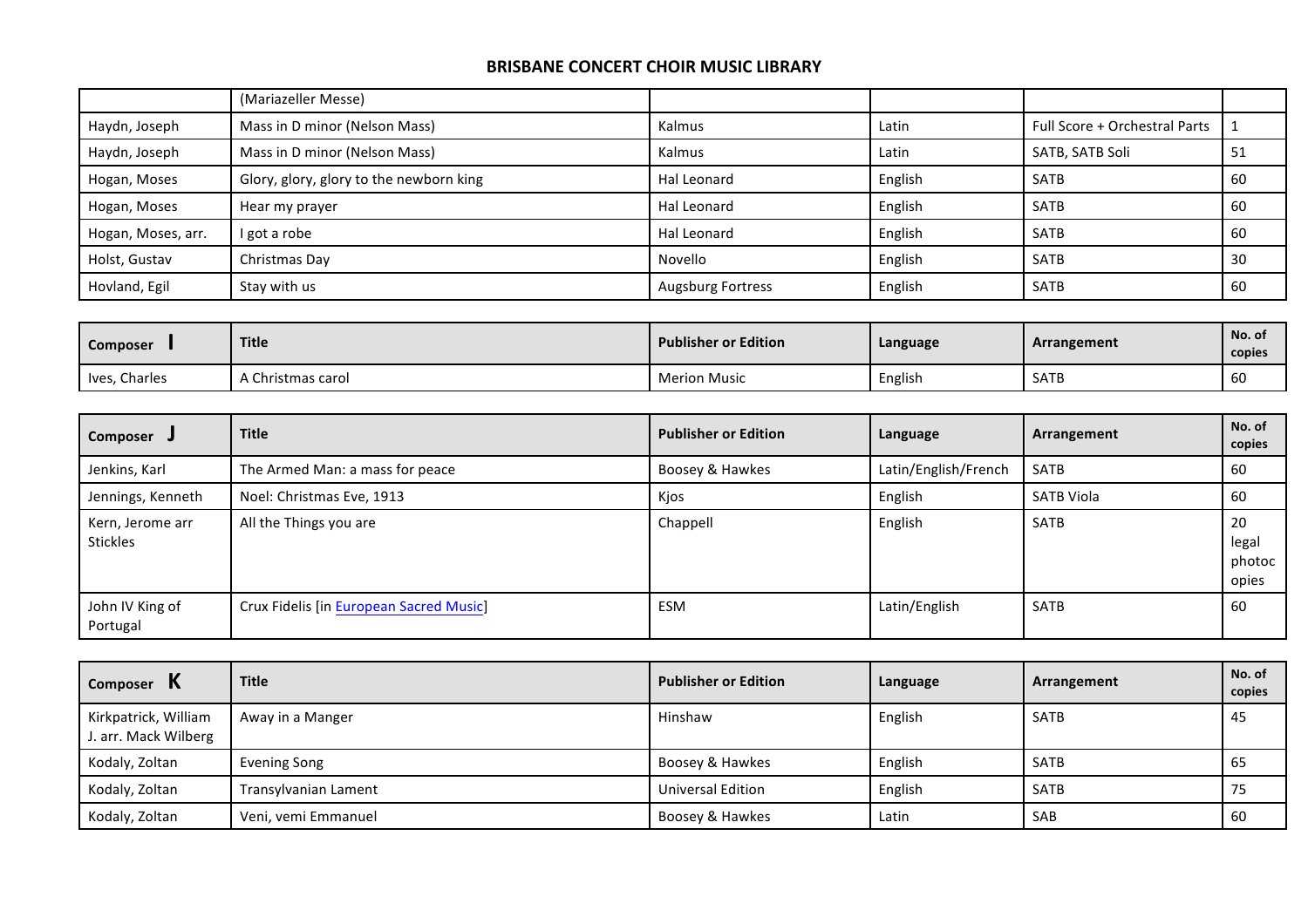# BRISBANE CONCERT CHOIR MUSIC LIBRARY

| | | | | | |
|---|---|---|---|---|---|
| | (Mariazeller Messe) | | | | |
| Haydn, Joseph | Mass in D minor (Nelson Mass) | Kalmus | Latin | Full Score + Orchestral Parts | 1 |
| Haydn, Joseph | Mass in D minor (Nelson Mass) | Kalmus | Latin | SATB, SATB Soli | 51 |
| Hogan, Moses | Glory, glory, glory to the newborn king | Hal Leonard | English | SATB | 60 |
| Hogan, Moses | Hear my prayer | Hal Leonard | English | SATB | 60 |
| Hogan, Moses, arr. | I got a robe | Hal Leonard | English | SATB | 60 |
| Holst, Gustav | Christmas Day | Novello | English | SATB | 30 |
| Hovland, Egil | Stay with us | Augsburg Fortress | English | SATB | 60 |

| Composer **I** | Title | Publisher or Edition | Language | Arrangement | No. of copies |
|---|---|---|---|---|---|
| Ives, Charles | A Christmas carol | Merion Music | English | SATB | 60 |

| Composer **J** | Title | Publisher or Edition | Language | Arrangement | No. of copies |
|---|---|---|---|---|---|
| Jenkins, Karl | The Armed Man: a mass for peace | Boosey & Hawkes | Latin/English/French | SATB | 60 |
| Jennings, Kenneth | Noel: Christmas Eve, 1913 | Kjos | English | SATB Viola | 60 |
| Kern, Jerome arr Stickles | All the Things you are | Chappell | English | SATB | 20 legal photocopies |
| John IV King of Portugal | Crux Fidelis [in European Sacred Music] | ESM | Latin/English | SATB | 60 |

| Composer **K** | Title | Publisher or Edition | Language | Arrangement | No. of copies |
|---|---|---|---|---|---|
| Kirkpatrick, William J. arr. Mack Wilberg | Away in a Manger | Hinshaw | English | SATB | 45 |
| Kodaly, Zoltan | Evening Song | Boosey & Hawkes | English | SATB | 65 |
| Kodaly, Zoltan | Transylvanian Lament | Universal Edition | English | SATB | 75 |
| Kodaly, Zoltan | Veni, vemi Emmanuel | Boosey & Hawkes | Latin | SAB | 60 |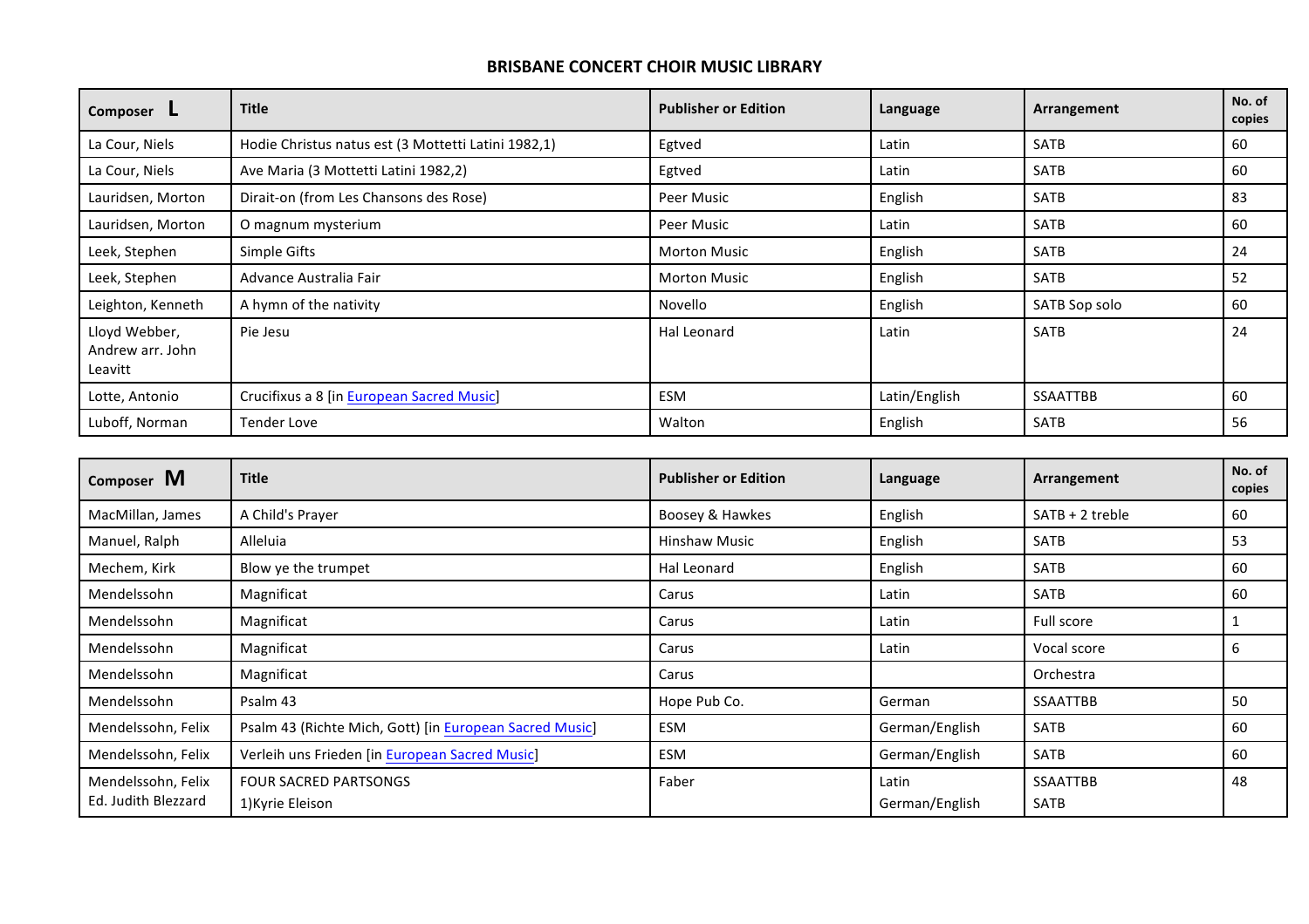# BRISBANE CONCERT CHOIR MUSIC LIBRARY

| Composer L | Title | Publisher or Edition | Language | Arrangement | No. of copies |
|---|---|---|---|---|---|
| La Cour, Niels | Hodie Christus natus est (3 Mottetti Latini 1982,1) | Egtved | Latin | SATB | 60 |
| La Cour, Niels | Ave Maria (3 Mottetti Latini 1982,2) | Egtved | Latin | SATB | 60 |
| Lauridsen, Morton | Dirait-on (from Les Chansons des Rose) | Peer Music | English | SATB | 83 |
| Lauridsen, Morton | O magnum mysterium | Peer Music | Latin | SATB | 60 |
| Leek, Stephen | Simple Gifts | Morton Music | English | SATB | 24 |
| Leek, Stephen | Advance Australia Fair | Morton Music | English | SATB | 52 |
| Leighton, Kenneth | A hymn of the nativity | Novello | English | SATB Sop solo | 60 |
| Lloyd Webber, Andrew arr. John Leavitt | Pie Jesu | Hal Leonard | Latin | SATB | 24 |
| Lotte, Antonio | Crucifixus a 8 [in European Sacred Music] | ESM | Latin/English | SSAATTBB | 60 |
| Luboff, Norman | Tender Love | Walton | English | SATB | 56 |

| Composer M | Title | Publisher or Edition | Language | Arrangement | No. of copies |
|---|---|---|---|---|---|
| MacMillan, James | A Child's Prayer | Boosey & Hawkes | English | SATB + 2 treble | 60 |
| Manuel, Ralph | Alleluia | Hinshaw Music | English | SATB | 53 |
| Mechem, Kirk | Blow ye the trumpet | Hal Leonard | English | SATB | 60 |
| Mendelssohn | Magnificat | Carus | Latin | SATB | 60 |
| Mendelssohn | Magnificat | Carus | Latin | Full score | 1 |
| Mendelssohn | Magnificat | Carus | Latin | Vocal score | 6 |
| Mendelssohn | Magnificat | Carus | | Orchestra | |
| Mendelssohn | Psalm 43 | Hope Pub Co. | German | SSAATTBB | 50 |
| Mendelssohn, Felix | Psalm 43 (Richte Mich, Gott) [in European Sacred Music] | ESM | German/English | SATB | 60 |
| Mendelssohn, Felix | Verleih uns Frieden [in European Sacred Music] | ESM | German/English | SATB | 60 |
| Mendelssohn, Felix Ed. Judith Blezzard | FOUR SACRED PARTSONGS 1)Kyrie Eleison | Faber | Latin German/English | SSAATTBB SATB | 48 |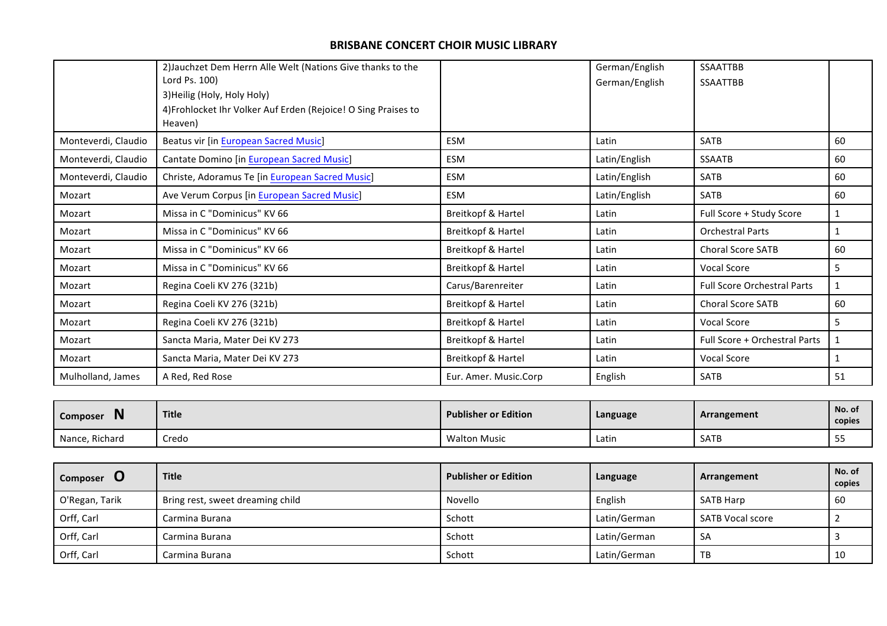# BRISBANE CONCERT CHOIR MUSIC LIBRARY

| | | | | | |
|---|---|---|---|---|---|
| | 2)Jauchzet Dem Herrn Alle Welt (Nations Give thanks to the Lord Ps. 100)<br>3)Heilig (Holy, Holy Holy)<br>4)Frohlocket Ihr Volker Auf Erden (Rejoice! O Sing Praises to Heaven) | | German/English<br>German/English | SSAATTBB<br>SSAATTBB | |
| Monteverdi, Claudio | Beatus vir [in European Sacred Music] | ESM | Latin | SATB | 60 |
| Monteverdi, Claudio | Cantate Domino [in European Sacred Music] | ESM | Latin/English | SSAATB | 60 |
| Monteverdi, Claudio | Christe, Adoramus Te [in European Sacred Music] | ESM | Latin/English | SATB | 60 |
| Mozart | Ave Verum Corpus [in European Sacred Music] | ESM | Latin/English | SATB | 60 |
| Mozart | Missa in C "Dominicus" KV 66 | Breitkopf & Hartel | Latin | Full Score + Study Score | 1 |
| Mozart | Missa in C "Dominicus" KV 66 | Breitkopf & Hartel | Latin | Orchestral Parts | 1 |
| Mozart | Missa in C "Dominicus" KV 66 | Breitkopf & Hartel | Latin | Choral Score SATB | 60 |
| Mozart | Missa in C "Dominicus" KV 66 | Breitkopf & Hartel | Latin | Vocal Score | 5 |
| Mozart | Regina Coeli KV 276 (321b) | Carus/Barenreiter | Latin | Full Score Orchestral Parts | 1 |
| Mozart | Regina Coeli KV 276 (321b) | Breitkopf & Hartel | Latin | Choral Score SATB | 60 |
| Mozart | Regina Coeli KV 276 (321b) | Breitkopf & Hartel | Latin | Vocal Score | 5 |
| Mozart | Sancta Maria, Mater Dei KV 273 | Breitkopf & Hartel | Latin | Full Score + Orchestral Parts | 1 |
| Mozart | Sancta Maria, Mater Dei KV 273 | Breitkopf & Hartel | Latin | Vocal Score | 1 |
| Mulholland, James | A Red, Red Rose | Eur. Amer. Music.Corp | English | SATB | 51 |

| Composer **N** | Title | Publisher or Edition | Language | Arrangement | No. of copies |
|---|---|---|---|---|---|
| Nance, Richard | Credo | Walton Music | Latin | SATB | 55 |

| Composer **O** | Title | Publisher or Edition | Language | Arrangement | No. of copies |
|---|---|---|---|---|---|
| O'Regan, Tarik | Bring rest, sweet dreaming child | Novello | English | SATB Harp | 60 |
| Orff, Carl | Carmina Burana | Schott | Latin/German | SATB Vocal score | 2 |
| Orff, Carl | Carmina Burana | Schott | Latin/German | SA | 3 |
| Orff, Carl | Carmina Burana | Schott | Latin/German | TB | 10 |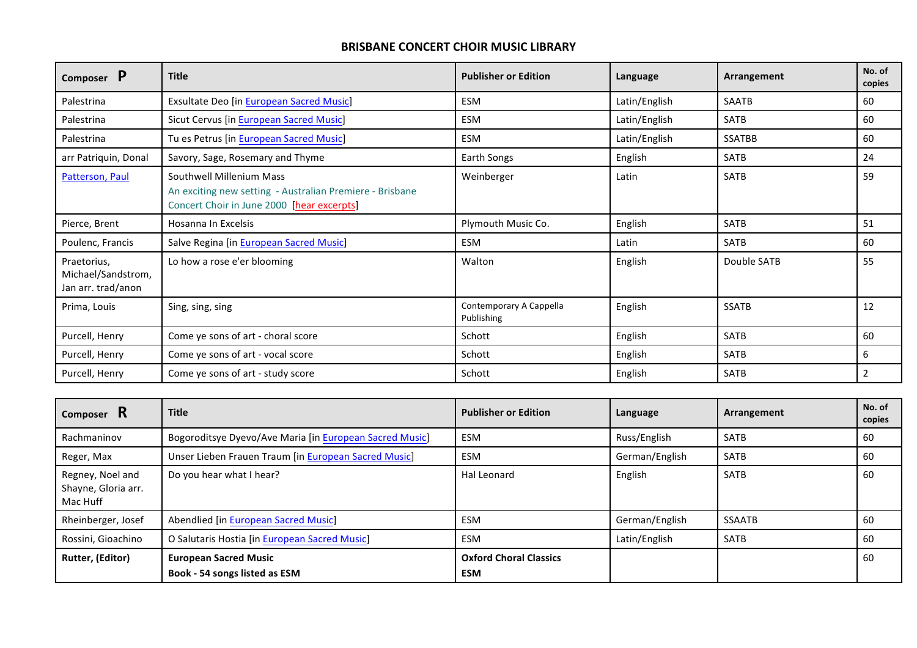## BRISBANE CONCERT CHOIR MUSIC LIBRARY

| Composer **P** | Title | Publisher or Edition | Language | Arrangement | No. of copies |
|---|---|---|---|---|---|
| Palestrina | Exsultate Deo [in European Sacred Music] | ESM | Latin/English | SAATB | 60 |
| Palestrina | Sicut Cervus [in European Sacred Music] | ESM | Latin/English | SATB | 60 |
| Palestrina | Tu es Petrus [in European Sacred Music] | ESM | Latin/English | SSATBB | 60 |
| arr Patriquin, Donal | Savory, Sage, Rosemary and Thyme | Earth Songs | English | SATB | 24 |
| Patterson, Paul | Southwell Millenium Mass An exciting new setting - Australian Premiere - Brisbane Concert Choir in June 2000 [hear excerpts] | Weinberger | Latin | SATB | 59 |
| Pierce, Brent | Hosanna In Excelsis | Plymouth Music Co. | English | SATB | 51 |
| Poulenc, Francis | Salve Regina [in European Sacred Music] | ESM | Latin | SATB | 60 |
| Praetorius, Michael/Sandstrom, Jan arr. trad/anon | Lo how a rose e'er blooming | Walton | English | Double SATB | 55 |
| Prima, Louis | Sing, sing, sing | Contemporary A Cappella Publishing | English | SSATB | 12 |
| Purcell, Henry | Come ye sons of art - choral score | Schott | English | SATB | 60 |
| Purcell, Henry | Come ye sons of art - vocal score | Schott | English | SATB | 6 |
| Purcell, Henry | Come ye sons of art - study score | Schott | English | SATB | 2 |

| Composer **R** | Title | Publisher or Edition | Language | Arrangement | No. of copies |
|---|---|---|---|---|---|
| Rachmaninov | Bogoroditsye Dyevo/Ave Maria [in European Sacred Music] | ESM | Russ/English | SATB | 60 |
| Reger, Max | Unser Lieben Frauen Traum [in European Sacred Music] | ESM | German/English | SATB | 60 |
| Regney, Noel and Shayne, Gloria arr. Mac Huff | Do you hear what I hear? | Hal Leonard | English | SATB | 60 |
| Rheinberger, Josef | Abendlied [in European Sacred Music] | ESM | German/English | SSAATB | 60 |
| Rossini, Gioachino | O Salutaris Hostia [in European Sacred Music] | ESM | Latin/English | SATB | 60 |
| **Rutter, (Editor)** | **European Sacred Music Book - 54 songs listed as ESM** | **Oxford Choral Classics ESM** | | | 60 |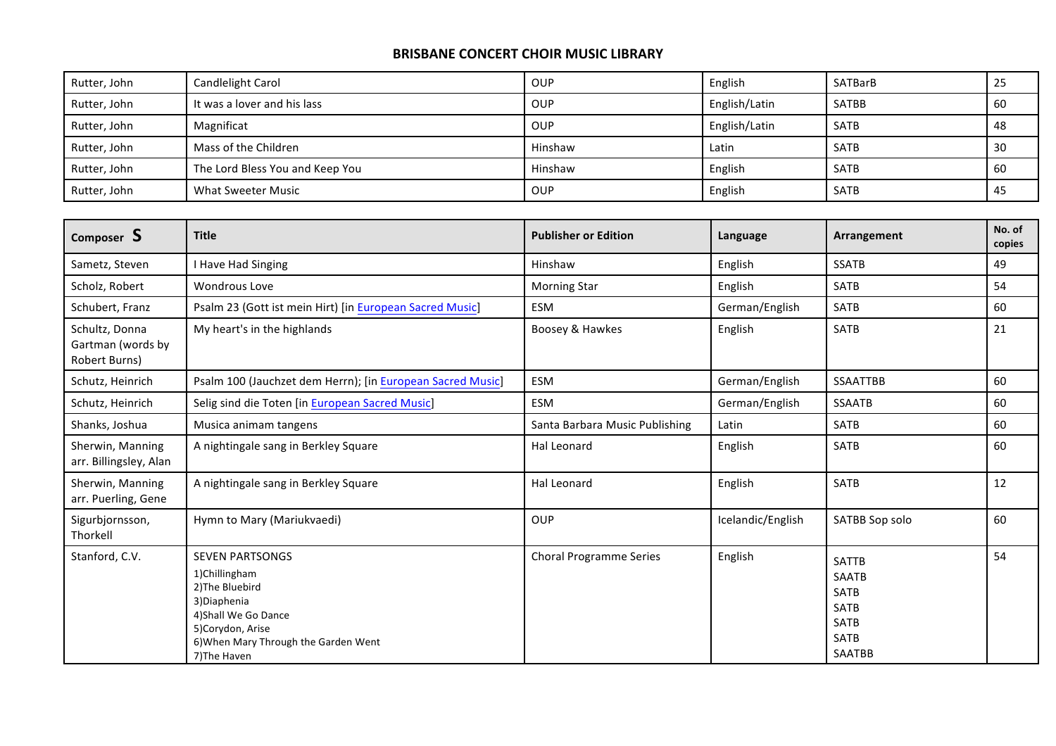**BRISBANE CONCERT CHOIR MUSIC LIBRARY**

| Rutter, John | Candlelight Carol | OUP | English | SATBarB | 25 |
|---|---|---|---|---|---|
| Rutter, John | It was a lover and his lass | OUP | English/Latin | SATBB | 60 |
| Rutter, John | Magnificat | OUP | English/Latin | SATB | 48 |
| Rutter, John | Mass of the Children | Hinshaw | Latin | SATB | 30 |
| Rutter, John | The Lord Bless You and Keep You | Hinshaw | English | SATB | 60 |
| Rutter, John | What Sweeter Music | OUP | English | SATB | 45 |

| Composer **S** | Title | Publisher or Edition | Language | Arrangement | No. of copies |
|---|---|---|---|---|---|
| Sametz, Steven | I Have Had Singing | Hinshaw | English | SSATB | 49 |
| Scholz, Robert | Wondrous Love | Morning Star | English | SATB | 54 |
| Schubert, Franz | Psalm 23 (Gott ist mein Hirt) [in European Sacred Music] | ESM | German/English | SATB | 60 |
| Schultz, Donna Gartman (words by Robert Burns) | My heart's in the highlands | Boosey & Hawkes | English | SATB | 21 |
| Schutz, Heinrich | Psalm 100 (Jauchzet dem Herrn); [in European Sacred Music] | ESM | German/English | SSAATTBB | 60 |
| Schutz, Heinrich | Selig sind die Toten [in European Sacred Music] | ESM | German/English | SSAATB | 60 |
| Shanks, Joshua | Musica animam tangens | Santa Barbara Music Publishing | Latin | SATB | 60 |
| Sherwin, Manning arr. Billingsley, Alan | A nightingale sang in Berkley Square | Hal Leonard | English | SATB | 60 |
| Sherwin, Manning arr. Puerling, Gene | A nightingale sang in Berkley Square | Hal Leonard | English | SATB | 12 |
| Sigurbjornsson, Thorkell | Hymn to Mary (Mariukvaedi) | OUP | Icelandic/English | SATBB Sop solo | 60 |
| Stanford, C.V. | SEVEN PARTSONGS<br>1)Chillingham<br>2)The Bluebird<br>3)Diaphenia<br>4)Shall We Go Dance<br>5)Corydon, Arise<br>6)When Mary Through the Garden Went<br>7)The Haven | Choral Programme Series | English | SATTB<br>SAATB<br>SATB<br>SATB<br>SATB<br>SATB<br>SAATBB | 54 |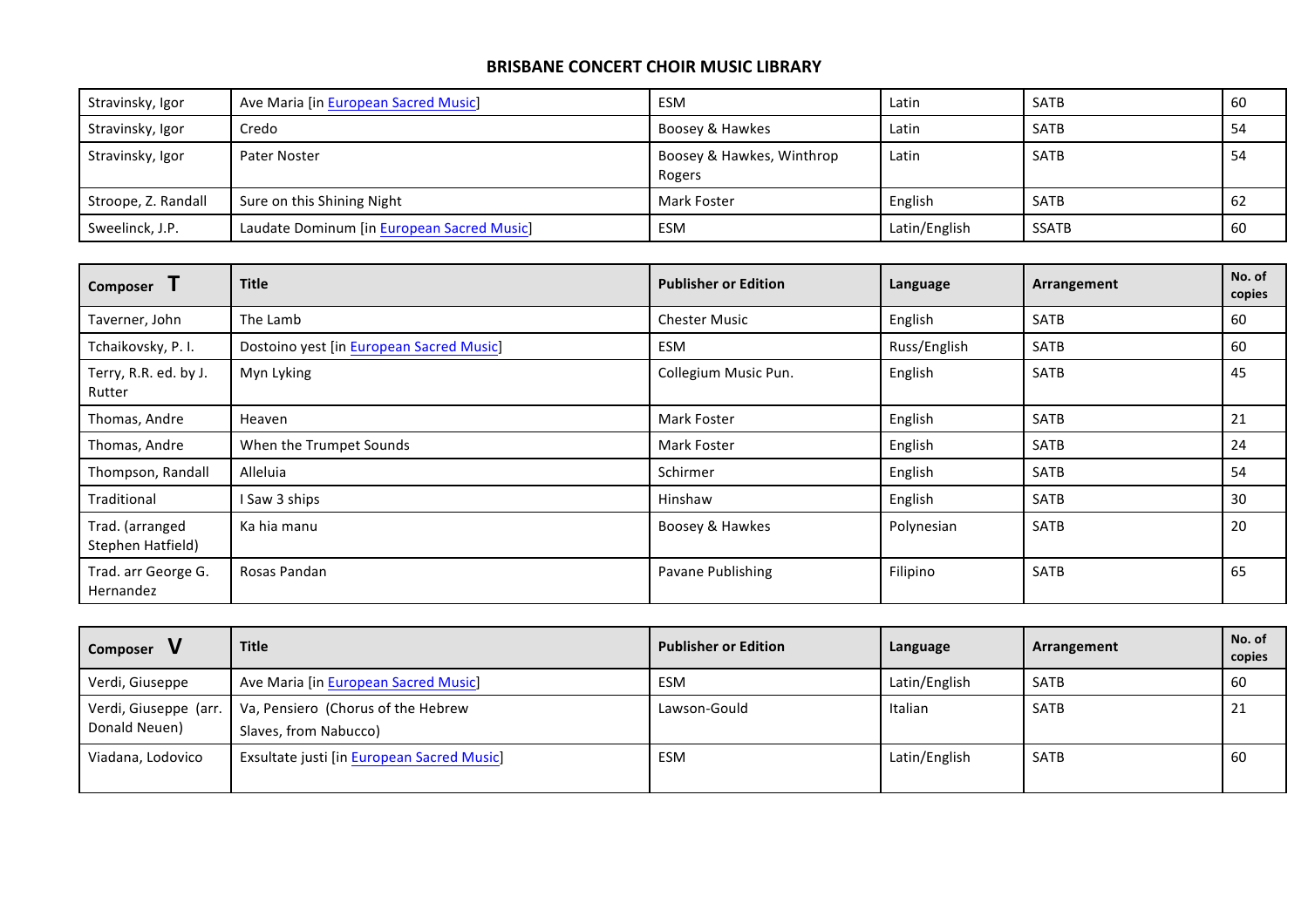# BRISBANE CONCERT CHOIR MUSIC LIBRARY

| | | | | | |
|---|---|---|---|---|---|
| Stravinsky, Igor | Ave Maria [in European Sacred Music] | ESM | Latin | SATB | 60 |
| Stravinsky, Igor | Credo | Boosey & Hawkes | Latin | SATB | 54 |
| Stravinsky, Igor | Pater Noster | Boosey & Hawkes, Winthrop Rogers | Latin | SATB | 54 |
| Stroope, Z. Randall | Sure on this Shining Night | Mark Foster | English | SATB | 62 |
| Sweelinck, J.P. | Laudate Dominum [in European Sacred Music] | ESM | Latin/English | SSATB | 60 |

| Composer T | Title | Publisher or Edition | Language | Arrangement | No. of copies |
|---|---|---|---|---|---|
| Taverner, John | The Lamb | Chester Music | English | SATB | 60 |
| Tchaikovsky, P. I. | Dostoino yest [in European Sacred Music] | ESM | Russ/English | SATB | 60 |
| Terry, R.R. ed. by J. Rutter | Myn Lyking | Collegium Music Pun. | English | SATB | 45 |
| Thomas, Andre | Heaven | Mark Foster | English | SATB | 21 |
| Thomas, Andre | When the Trumpet Sounds | Mark Foster | English | SATB | 24 |
| Thompson, Randall | Alleluia | Schirmer | English | SATB | 54 |
| Traditional | I Saw 3 ships | Hinshaw | English | SATB | 30 |
| Trad. (arranged Stephen Hatfield) | Ka hia manu | Boosey & Hawkes | Polynesian | SATB | 20 |
| Trad. arr George G. Hernandez | Rosas Pandan | Pavane Publishing | Filipino | SATB | 65 |

| Composer V | Title | Publisher or Edition | Language | Arrangement | No. of copies |
|---|---|---|---|---|---|
| Verdi, Giuseppe | Ave Maria [in European Sacred Music] | ESM | Latin/English | SATB | 60 |
| Verdi, Giuseppe (arr. Donald Neuen) | Va, Pensiero (Chorus of the Hebrew Slaves, from Nabucco) | Lawson-Gould | Italian | SATB | 21 |
| Viadana, Lodovico | Exsultate justi [in European Sacred Music] | ESM | Latin/English | SATB | 60 |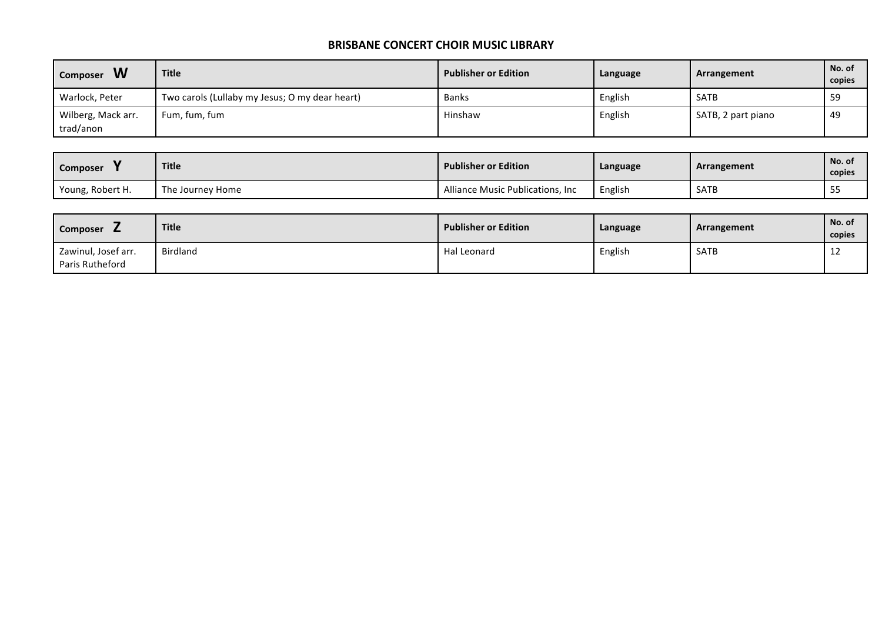## BRISBANE CONCERT CHOIR MUSIC LIBRARY

| Composer **W** | Title | Publisher or Edition | Language | Arrangement | No. of copies |
|---|---|---|---|---|---|
| Warlock, Peter | Two carols (Lullaby my Jesus; O my dear heart) | Banks | English | SATB | 59 |
| Wilberg, Mack arr. trad/anon | Fum, fum, fum | Hinshaw | English | SATB, 2 part piano | 49 |

| Composer **Y** | Title | Publisher or Edition | Language | Arrangement | No. of copies |
|---|---|---|---|---|---|
| Young, Robert H. | The Journey Home | Alliance Music Publications, Inc | English | SATB | 55 |

| Composer **Z** | Title | Publisher or Edition | Language | Arrangement | No. of copies |
|---|---|---|---|---|---|
| Zawinul, Josef arr. Paris Rutheford | Birdland | Hal Leonard | English | SATB | 12 |